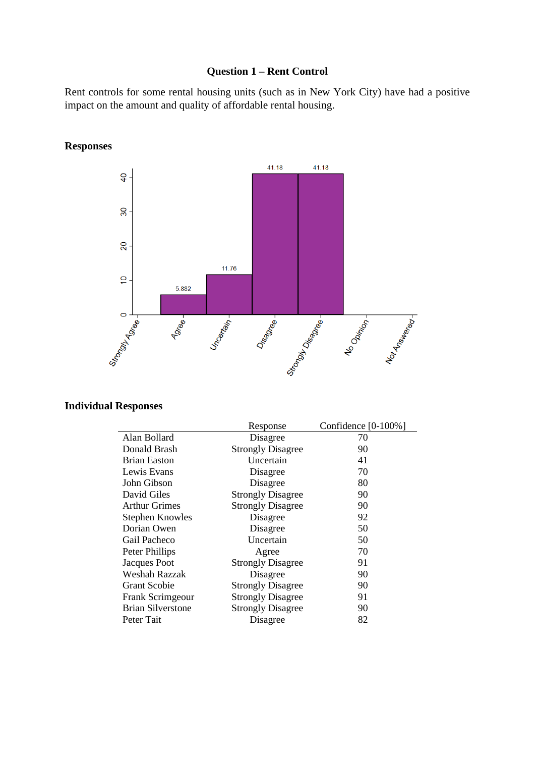### Question 1 – Rent Control

Rent controls for some rental housing units (such as in New York City) have had a positive impact on the amount and quality of affordable rental housing.

**Responses**

**Individual Responses**

| | Response | Confidence [0-100%] |
|---|---|---|
| Alan Bollard | Disagree | 70 |
| Donald Brash | Strongly Disagree | 90 |
| Brian Easton | Uncertain | 41 |
| Lewis Evans | Disagree | 70 |
| John Gibson | Disagree | 80 |
| David Giles | Strongly Disagree | 90 |
| Arthur Grimes | Strongly Disagree | 90 |
| Stephen Knowles | Disagree | 92 |
| Dorian Owen | Disagree | 50 |
| Gail Pacheco | Uncertain | 50 |
| Peter Phillips | Agree | 70 |
| Jacques Poot | Strongly Disagree | 91 |
| Weshah Razzak | Disagree | 90 |
| Grant Scobie | Strongly Disagree | 90 |
| Frank Scrimgeour | Strongly Disagree | 91 |
| Brian Silverstone | Strongly Disagree | 90 |
| Peter Tait | Disagree | 82 |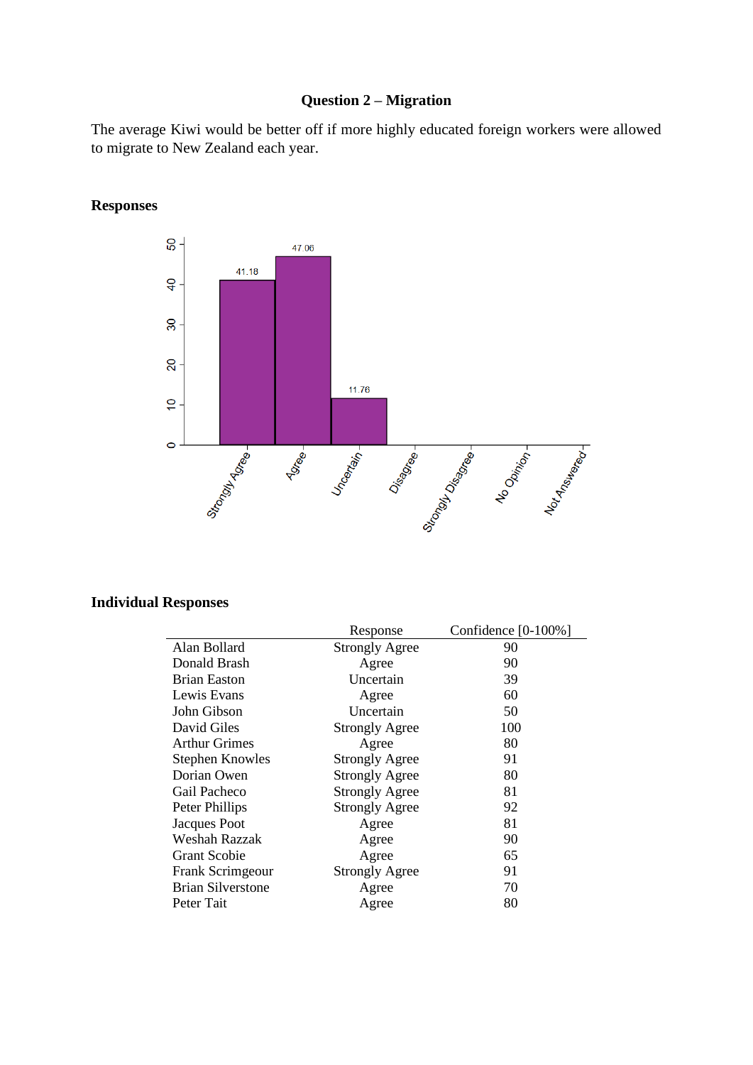### Question 2 – Migration

The average Kiwi would be better off if more highly educated foreign workers were allowed to migrate to New Zealand each year.

#### Responses

#### Individual Responses

| | Response | Confidence [0-100%] |
|---|---|---|
| Alan Bollard | Strongly Agree | 90 |
| Donald Brash | Agree | 90 |
| Brian Easton | Uncertain | 39 |
| Lewis Evans | Agree | 60 |
| John Gibson | Uncertain | 50 |
| David Giles | Strongly Agree | 100 |
| Arthur Grimes | Agree | 80 |
| Stephen Knowles | Strongly Agree | 91 |
| Dorian Owen | Strongly Agree | 80 |
| Gail Pacheco | Strongly Agree | 81 |
| Peter Phillips | Strongly Agree | 92 |
| Jacques Poot | Agree | 81 |
| Weshah Razzak | Agree | 90 |
| Grant Scobie | Agree | 65 |
| Frank Scrimgeour | Strongly Agree | 91 |
| Brian Silverstone | Agree | 70 |
| Peter Tait | Agree | 80 |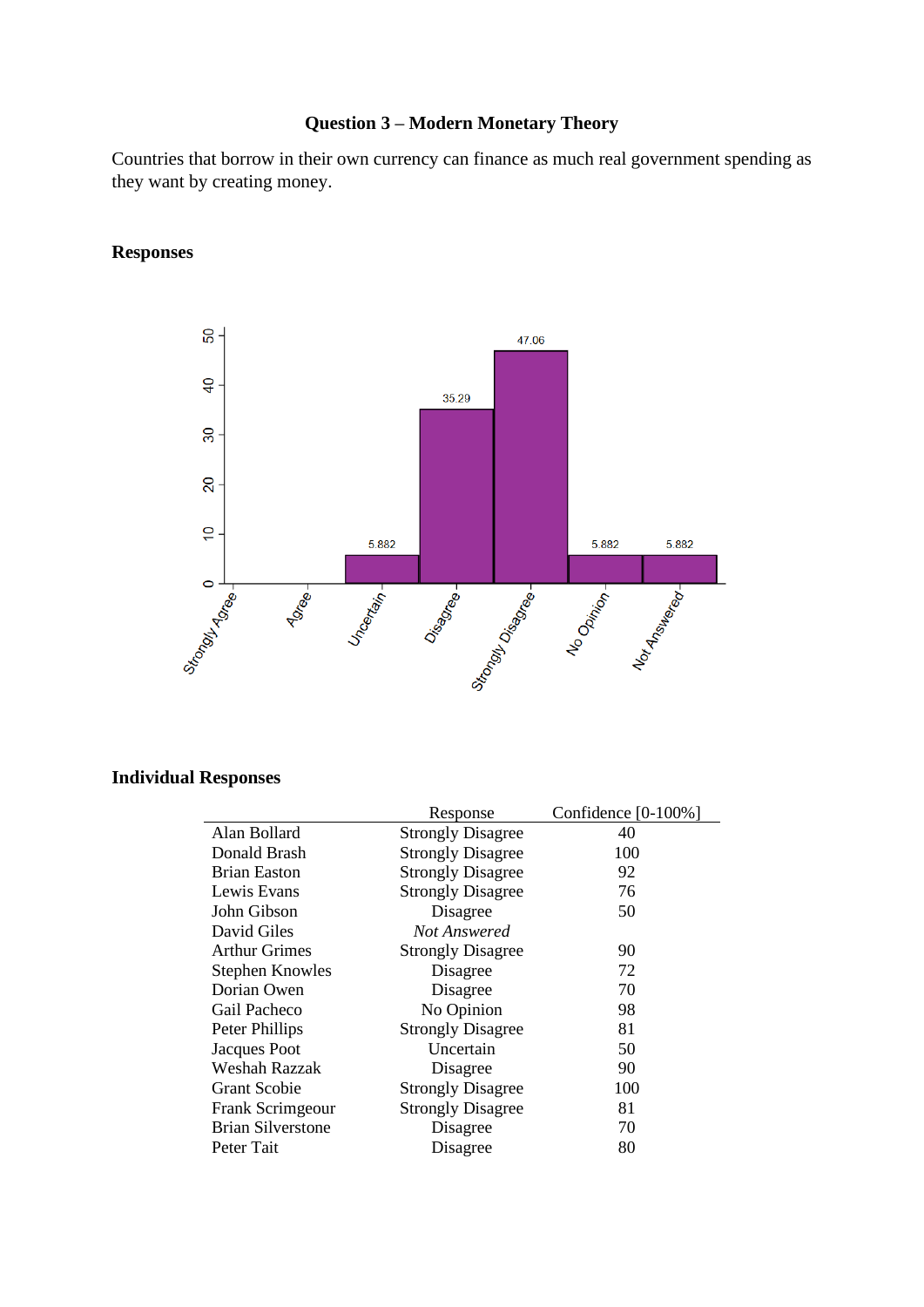**Question 3 – Modern Monetary Theory**

Countries that borrow in their own currency can finance as much real government spending as they want by creating money.

**Responses**

0
10
20
30
40
50

5.882
35.29
47.06
5.882
5.882

Strongly Agree
Agree
Uncertain
Disagree
Strongly Disagree
No Opinion
Not Answered

**Individual Responses**

| | Response | Confidence [0-100%] |
|---|---|---|
| Alan Bollard | Strongly Disagree | 40 |
| Donald Brash | Strongly Disagree | 100 |
| Brian Easton | Strongly Disagree | 92 |
| Lewis Evans | Strongly Disagree | 76 |
| John Gibson | Disagree | 50 |
| David Giles | *Not Answered* | |
| Arthur Grimes | Strongly Disagree | 90 |
| Stephen Knowles | Disagree | 72 |
| Dorian Owen | Disagree | 70 |
| Gail Pacheco | No Opinion | 98 |
| Peter Phillips | Strongly Disagree | 81 |
| Jacques Poot | Uncertain | 50 |
| Weshah Razzak | Disagree | 90 |
| Grant Scobie | Strongly Disagree | 100 |
| Frank Scrimgeour | Strongly Disagree | 81 |
| Brian Silverstone | Disagree | 70 |
| Peter Tait | Disagree | 80 |